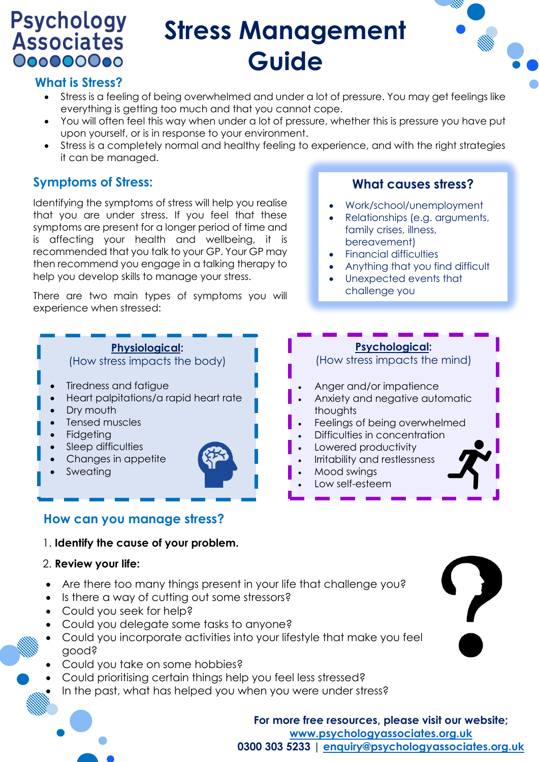Psychology Associates

# Stress Management Guide

## What is Stress?

- Stress is a feeling of being overwhelmed and under a lot of pressure. You may get feelings like everything is getting too much and that you cannot cope.
- You will often feel this way when under a lot of pressure, whether this is pressure you have put upon yourself, or is in response to your environment.
- Stress is a completely normal and healthy feeling to experience, and with the right strategies it can be managed.

## Symptoms of Stress:

Identifying the symptoms of stress will help you realise that you are under stress. If you feel that these symptoms are present for a longer period of time and is affecting your health and wellbeing, it is recommended that you talk to your GP. Your GP may then recommend you engage in a talking therapy to help you develop skills to manage your stress.

There are two main types of symptoms you will experience when stressed:

### What causes stress?

- Work/school/unemployment
- Relationships (e.g. arguments, family crises, illness, bereavement)
- Financial difficulties
- Anything that you find difficult
- Unexpected events that challenge you

### **Physiological**:
(How stress impacts the body)

- Tiredness and fatigue
- Heart palpitations/a rapid heart rate
- Dry mouth
- Tensed muscles
- Fidgeting
- Sleep difficulties
- Changes in appetite
- Sweating

### **Psychological**:
(How stress impacts the mind)

- Anger and/or impatience
- Anxiety and negative automatic thoughts
- Feelings of being overwhelmed
- Difficulties in concentration
- Lowered productivity
- Irritability and restlessness
- Mood swings
- Low self-esteem

## How can you manage stress?

1. **Identify the cause of your problem.**
2. **Review your life:**

- Are there too many things present in your life that challenge you?
- Is there a way of cutting out some stressors?
- Could you seek for help?
- Could you delegate some tasks to anyone?
- Could you incorporate activities into your lifestyle that make you feel good?
- Could you take on some hobbies?
- Could prioritising certain things help you feel less stressed?
- In the past, what has helped you when you were under stress?

**For more free resources, please visit our website;**
**www.psychologyassociates.org.uk**
**0300 303 5233 | enquiry@psychologyassociates.org.uk**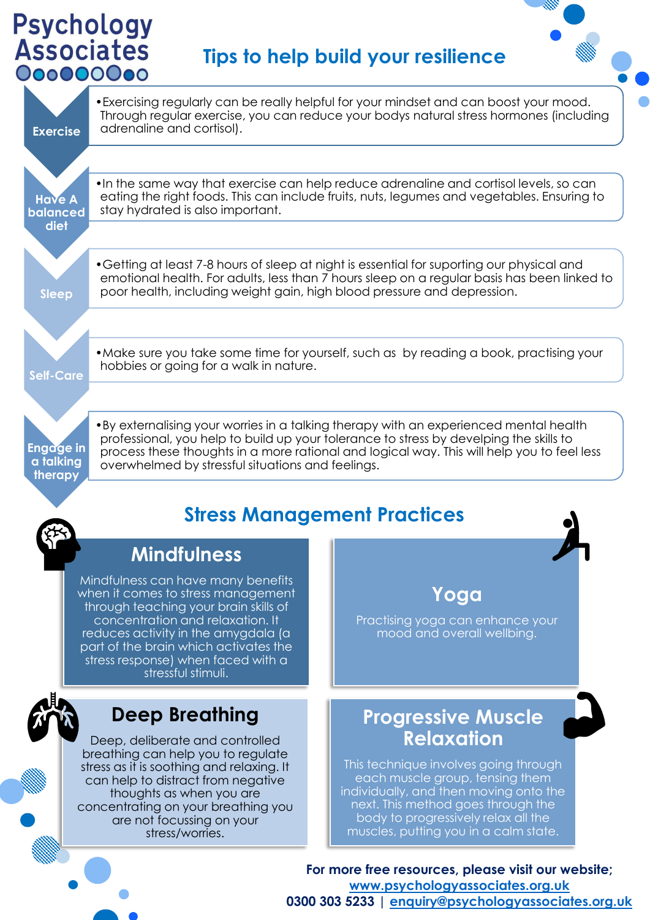Psychology Associates

# Tips to help build your resilience

**Exercise**

- Exercising regularly can be really helpful for your mindset and can boost your mood. Through regular exercise, you can reduce your bodys natural stress hormones (including adrenaline and cortisol).

**Have A balanced diet**

- In the same way that exercise can help reduce adrenaline and cortisol levels, so can eating the right foods. This can include fruits, nuts, legumes and vegetables. Ensuring to stay hydrated is also important.

**Sleep**

- Getting at least 7-8 hours of sleep at night is essential for suporting our physical and emotional health. For adults, less than 7 hours sleep on a regular basis has been linked to poor health, including weight gain, high blood pressure and depression.

**Self-Care**

- Make sure you take some time for yourself, such as by reading a book, practising your hobbies or going for a walk in nature.

**Engage in a talking therapy**

- By externalising your worries in a talking therapy with an experienced mental health professional, you help to build up your tolerance to stress by develping the skills to process these thoughts in a more rational and logical way. This will help you to feel less overwhelmed by stressful situations and feelings.

## Stress Management Practices

### Mindfulness

Mindfulness can have many benefits when it comes to stress management through teaching your brain skills of concentration and relaxation. It reduces activity in the amygdala (a part of the brain which activates the stress response) when faced with a stressful stimuli.

### Yoga

Practising yoga can enhance your mood and overall wellbing.

### Deep Breathing

Deep, deliberate and controlled breathing can help you to regulate stress as it is soothing and relaxing. It can help to distract from negative thoughts as when you are concentrating on your breathing you are not focussing on your stress/worries.

### Progressive Muscle Relaxation

This technique involves going through each muscle group, tensing them individually, and then moving onto the next. This method goes through the body to progressively relax all the muscles, putting you in a calm state.

**For more free resources, please visit our website;**
**www.psychologyassociates.org.uk**
**0300 303 5233 | enquiry@psychologyassociates.org.uk**